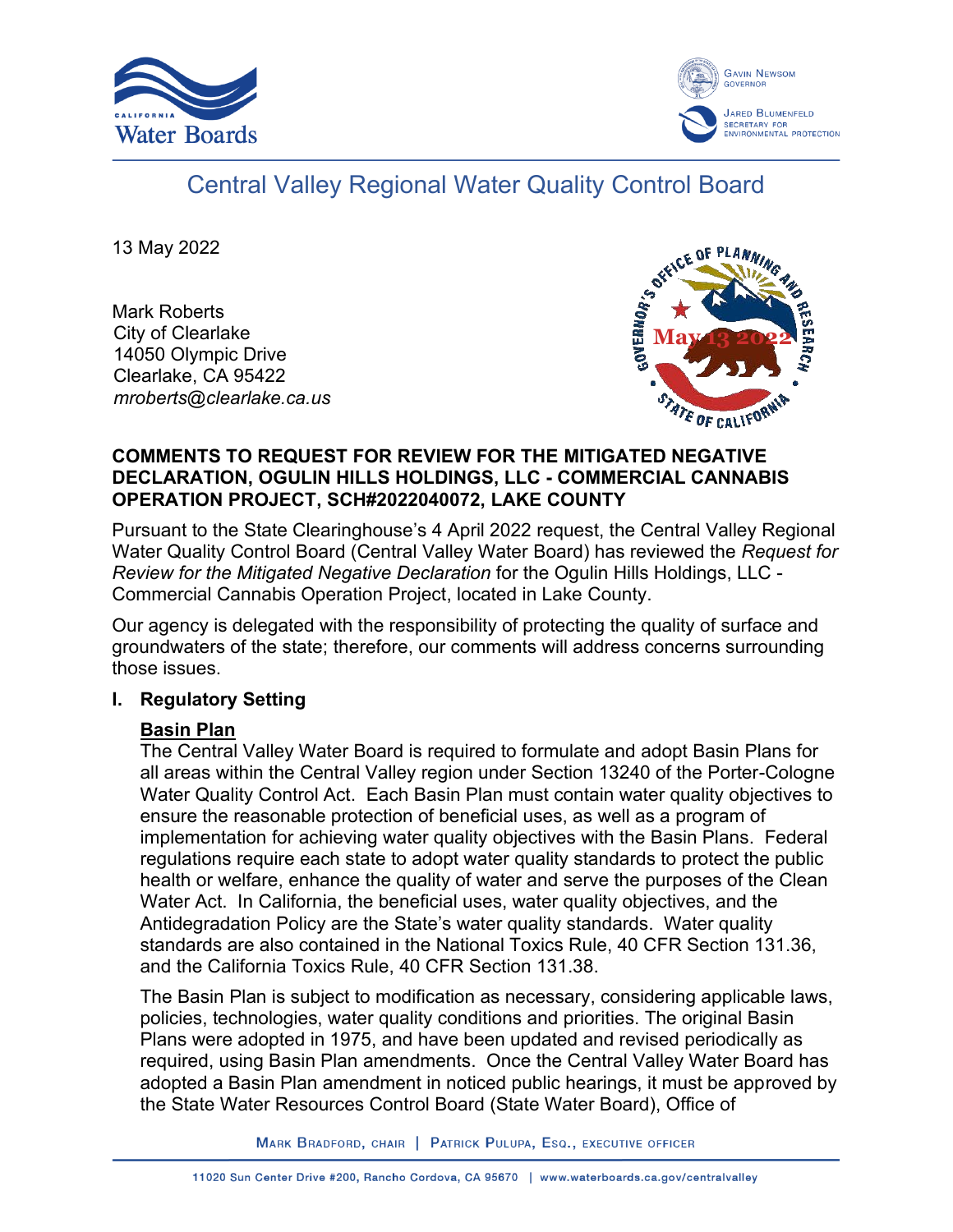# Central Valley Regional Water Quality Control Board

13 May 2022

Mark Roberts
City of Clearlake
14050 Olympic Drive
Clearlake, CA 95422
*mroberts@clearlake.ca.us*

**COMMENTS TO REQUEST FOR REVIEW FOR THE MITIGATED NEGATIVE DECLARATION, OGULIN HILLS HOLDINGS, LLC - COMMERCIAL CANNABIS OPERATION PROJECT, SCH#2022040072, LAKE COUNTY**

Pursuant to the State Clearinghouse's 4 April 2022 request, the Central Valley Regional Water Quality Control Board (Central Valley Water Board) has reviewed the *Request for Review for the Mitigated Negative Declaration* for the Ogulin Hills Holdings, LLC - Commercial Cannabis Operation Project, located in Lake County.

Our agency is delegated with the responsibility of protecting the quality of surface and groundwaters of the state; therefore, our comments will address concerns surrounding those issues.

## I. Regulatory Setting

### Basin Plan

The Central Valley Water Board is required to formulate and adopt Basin Plans for all areas within the Central Valley region under Section 13240 of the Porter-Cologne Water Quality Control Act. Each Basin Plan must contain water quality objectives to ensure the reasonable protection of beneficial uses, as well as a program of implementation for achieving water quality objectives with the Basin Plans. Federal regulations require each state to adopt water quality standards to protect the public health or welfare, enhance the quality of water and serve the purposes of the Clean Water Act. In California, the beneficial uses, water quality objectives, and the Antidegradation Policy are the State's water quality standards. Water quality standards are also contained in the National Toxics Rule, 40 CFR Section 131.36, and the California Toxics Rule, 40 CFR Section 131.38.

The Basin Plan is subject to modification as necessary, considering applicable laws, policies, technologies, water quality conditions and priorities. The original Basin Plans were adopted in 1975, and have been updated and revised periodically as required, using Basin Plan amendments. Once the Central Valley Water Board has adopted a Basin Plan amendment in noticed public hearings, it must be approved by the State Water Resources Control Board (State Water Board), Office of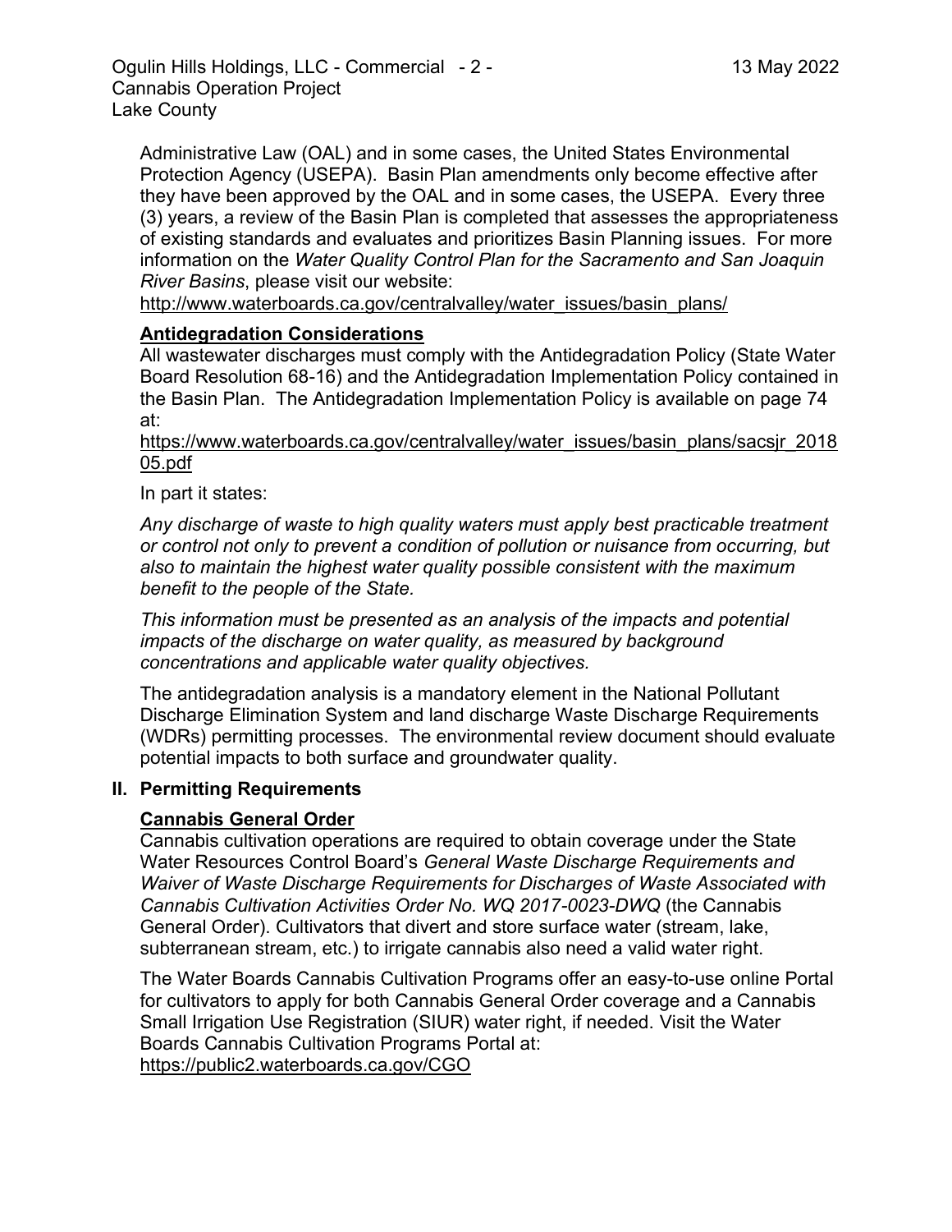Administrative Law (OAL) and in some cases, the United States Environmental Protection Agency (USEPA). Basin Plan amendments only become effective after they have been approved by the OAL and in some cases, the USEPA. Every three (3) years, a review of the Basin Plan is completed that assesses the appropriateness of existing standards and evaluates and prioritizes Basin Planning issues. For more information on the *Water Quality Control Plan for the Sacramento and San Joaquin River Basins*, please visit our website: http://www.waterboards.ca.gov/centralvalley/water_issues/basin_plans/

**Antidegradation Considerations**

All wastewater discharges must comply with the Antidegradation Policy (State Water Board Resolution 68-16) and the Antidegradation Implementation Policy contained in the Basin Plan. The Antidegradation Implementation Policy is available on page 74 at:
https://www.waterboards.ca.gov/centralvalley/water_issues/basin_plans/sacsjr_201805.pdf

In part it states:

*Any discharge of waste to high quality waters must apply best practicable treatment or control not only to prevent a condition of pollution or nuisance from occurring, but also to maintain the highest water quality possible consistent with the maximum benefit to the people of the State.*

*This information must be presented as an analysis of the impacts and potential impacts of the discharge on water quality, as measured by background concentrations and applicable water quality objectives.*

The antidegradation analysis is a mandatory element in the National Pollutant Discharge Elimination System and land discharge Waste Discharge Requirements (WDRs) permitting processes. The environmental review document should evaluate potential impacts to both surface and groundwater quality.

## II. Permitting Requirements

**Cannabis General Order**

Cannabis cultivation operations are required to obtain coverage under the State Water Resources Control Board's *General Waste Discharge Requirements and Waiver of Waste Discharge Requirements for Discharges of Waste Associated with Cannabis Cultivation Activities Order No. WQ 2017-0023-DWQ* (the Cannabis General Order). Cultivators that divert and store surface water (stream, lake, subterranean stream, etc.) to irrigate cannabis also need a valid water right.

The Water Boards Cannabis Cultivation Programs offer an easy-to-use online Portal for cultivators to apply for both Cannabis General Order coverage and a Cannabis Small Irrigation Use Registration (SIUR) water right, if needed. Visit the Water Boards Cannabis Cultivation Programs Portal at:
https://public2.waterboards.ca.gov/CGO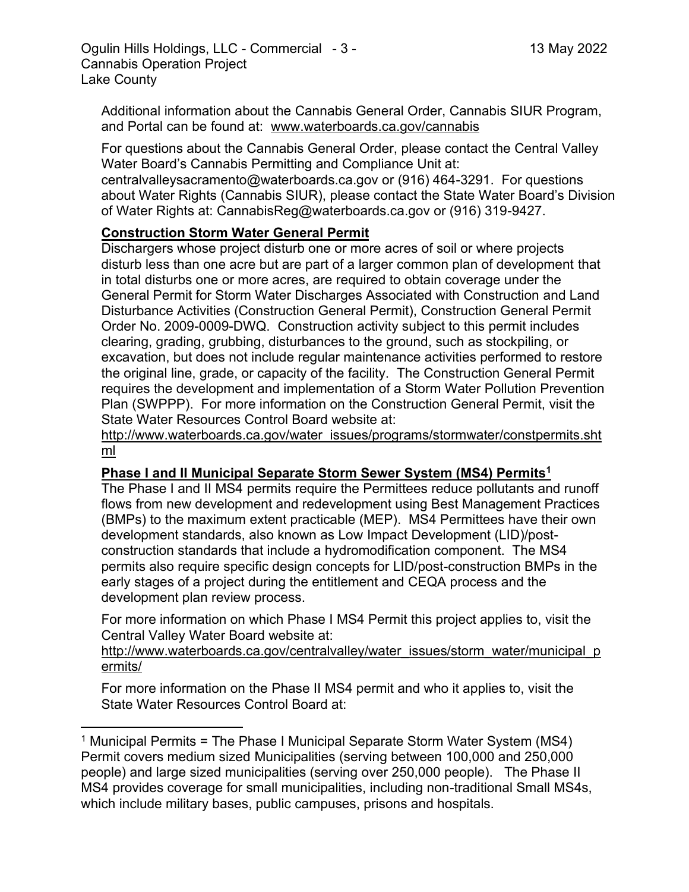Additional information about the Cannabis General Order, Cannabis SIUR Program, and Portal can be found at: www.waterboards.ca.gov/cannabis

For questions about the Cannabis General Order, please contact the Central Valley Water Board's Cannabis Permitting and Compliance Unit at: centralvalleysacramento@waterboards.ca.gov or (916) 464-3291. For questions about Water Rights (Cannabis SIUR), please contact the State Water Board's Division of Water Rights at: CannabisReg@waterboards.ca.gov or (916) 319-9427.

**Construction Storm Water General Permit**

Dischargers whose project disturb one or more acres of soil or where projects disturb less than one acre but are part of a larger common plan of development that in total disturbs one or more acres, are required to obtain coverage under the General Permit for Storm Water Discharges Associated with Construction and Land Disturbance Activities (Construction General Permit), Construction General Permit Order No. 2009-0009-DWQ. Construction activity subject to this permit includes clearing, grading, grubbing, disturbances to the ground, such as stockpiling, or excavation, but does not include regular maintenance activities performed to restore the original line, grade, or capacity of the facility. The Construction General Permit requires the development and implementation of a Storm Water Pollution Prevention Plan (SWPPP). For more information on the Construction General Permit, visit the State Water Resources Control Board website at:
http://www.waterboards.ca.gov/water_issues/programs/stormwater/constpermits.shtml

**Phase I and II Municipal Separate Storm Sewer System (MS4) Permits[1]**

The Phase I and II MS4 permits require the Permittees reduce pollutants and runoff flows from new development and redevelopment using Best Management Practices (BMPs) to the maximum extent practicable (MEP). MS4 Permittees have their own development standards, also known as Low Impact Development (LID)/post-construction standards that include a hydromodification component. The MS4 permits also require specific design concepts for LID/post-construction BMPs in the early stages of a project during the entitlement and CEQA process and the development plan review process.

For more information on which Phase I MS4 Permit this project applies to, visit the Central Valley Water Board website at:
http://www.waterboards.ca.gov/centralvalley/water_issues/storm_water/municipal_permits/

For more information on the Phase II MS4 permit and who it applies to, visit the State Water Resources Control Board at:

[1] Municipal Permits = The Phase I Municipal Separate Storm Water System (MS4) Permit covers medium sized Municipalities (serving between 100,000 and 250,000 people) and large sized municipalities (serving over 250,000 people). The Phase II MS4 provides coverage for small municipalities, including non-traditional Small MS4s, which include military bases, public campuses, prisons and hospitals.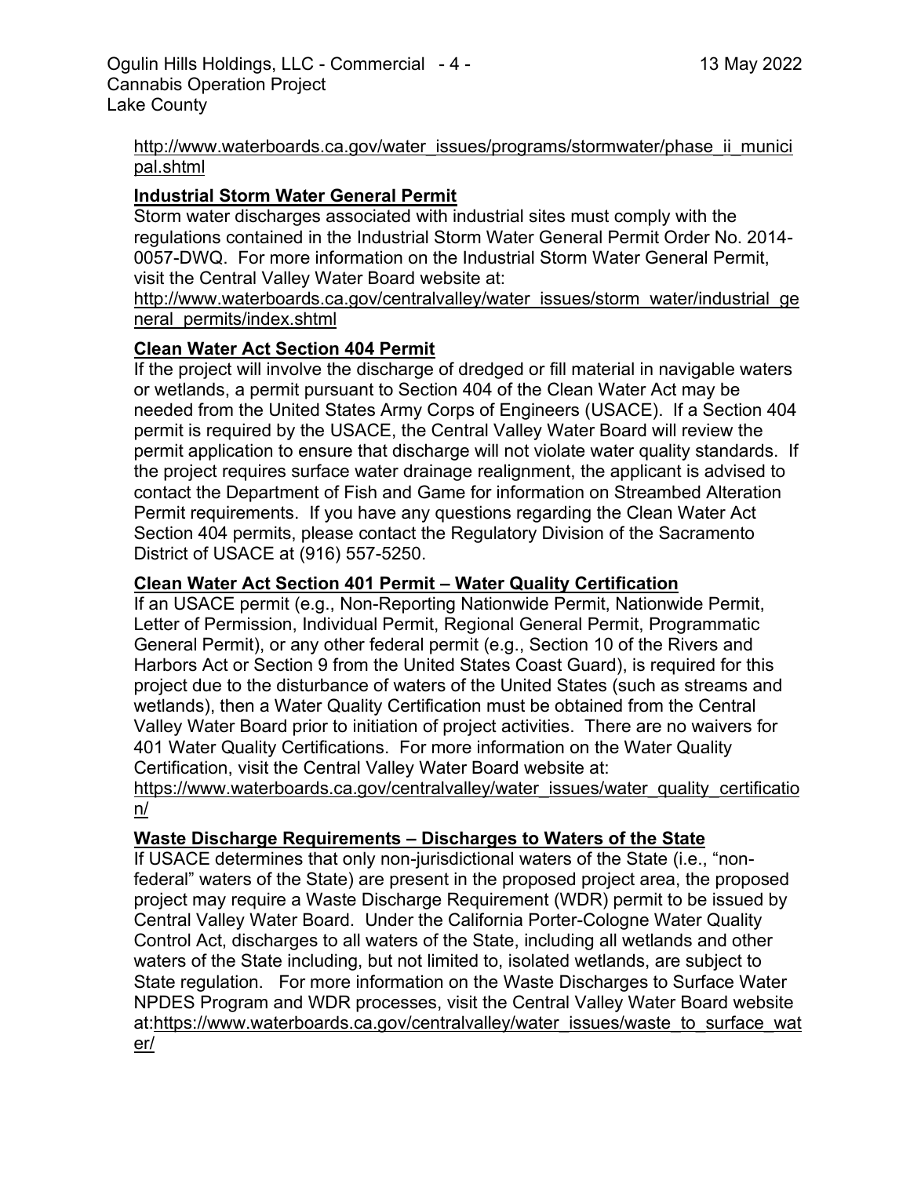http://www.waterboards.ca.gov/water_issues/programs/stormwater/phase_ii_municipal.shtml

**Industrial Storm Water General Permit**

Storm water discharges associated with industrial sites must comply with the regulations contained in the Industrial Storm Water General Permit Order No. 2014-0057-DWQ. For more information on the Industrial Storm Water General Permit, visit the Central Valley Water Board website at:
http://www.waterboards.ca.gov/centralvalley/water_issues/storm_water/industrial_general_permits/index.shtml

**Clean Water Act Section 404 Permit**

If the project will involve the discharge of dredged or fill material in navigable waters or wetlands, a permit pursuant to Section 404 of the Clean Water Act may be needed from the United States Army Corps of Engineers (USACE). If a Section 404 permit is required by the USACE, the Central Valley Water Board will review the permit application to ensure that discharge will not violate water quality standards. If the project requires surface water drainage realignment, the applicant is advised to contact the Department of Fish and Game for information on Streambed Alteration Permit requirements. If you have any questions regarding the Clean Water Act Section 404 permits, please contact the Regulatory Division of the Sacramento District of USACE at (916) 557-5250.

**Clean Water Act Section 401 Permit – Water Quality Certification**

If an USACE permit (e.g., Non-Reporting Nationwide Permit, Nationwide Permit, Letter of Permission, Individual Permit, Regional General Permit, Programmatic General Permit), or any other federal permit (e.g., Section 10 of the Rivers and Harbors Act or Section 9 from the United States Coast Guard), is required for this project due to the disturbance of waters of the United States (such as streams and wetlands), then a Water Quality Certification must be obtained from the Central Valley Water Board prior to initiation of project activities. There are no waivers for 401 Water Quality Certifications. For more information on the Water Quality Certification, visit the Central Valley Water Board website at:
https://www.waterboards.ca.gov/centralvalley/water_issues/water_quality_certification/

**Waste Discharge Requirements – Discharges to Waters of the State**

If USACE determines that only non-jurisdictional waters of the State (i.e., "non-federal" waters of the State) are present in the proposed project area, the proposed project may require a Waste Discharge Requirement (WDR) permit to be issued by Central Valley Water Board. Under the California Porter-Cologne Water Quality Control Act, discharges to all waters of the State, including all wetlands and other waters of the State including, but not limited to, isolated wetlands, are subject to State regulation. For more information on the Waste Discharges to Surface Water NPDES Program and WDR processes, visit the Central Valley Water Board website at:https://www.waterboards.ca.gov/centralvalley/water_issues/waste_to_surface_water/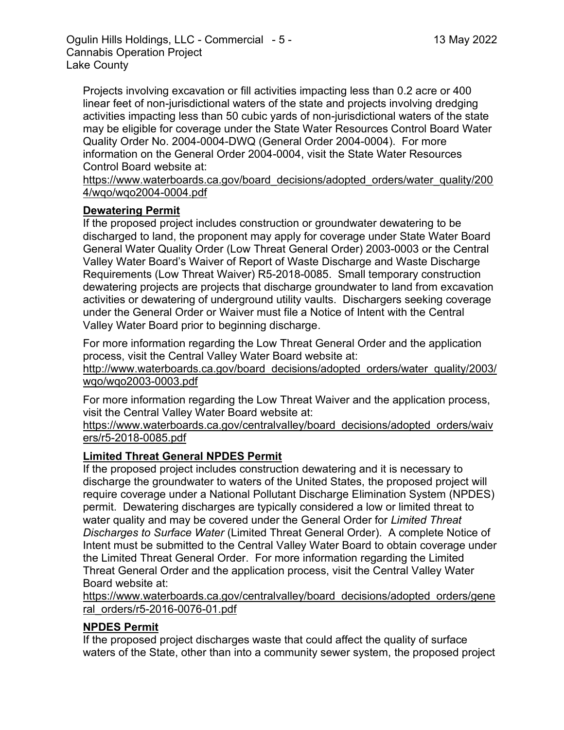Projects involving excavation or fill activities impacting less than 0.2 acre or 400 linear feet of non-jurisdictional waters of the state and projects involving dredging activities impacting less than 50 cubic yards of non-jurisdictional waters of the state may be eligible for coverage under the State Water Resources Control Board Water Quality Order No. 2004-0004-DWQ (General Order 2004-0004). For more information on the General Order 2004-0004, visit the State Water Resources Control Board website at:
https://www.waterboards.ca.gov/board_decisions/adopted_orders/water_quality/2004/wqo/wqo2004-0004.pdf

**Dewatering Permit**

If the proposed project includes construction or groundwater dewatering to be discharged to land, the proponent may apply for coverage under State Water Board General Water Quality Order (Low Threat General Order) 2003-0003 or the Central Valley Water Board's Waiver of Report of Waste Discharge and Waste Discharge Requirements (Low Threat Waiver) R5-2018-0085. Small temporary construction dewatering projects are projects that discharge groundwater to land from excavation activities or dewatering of underground utility vaults. Dischargers seeking coverage under the General Order or Waiver must file a Notice of Intent with the Central Valley Water Board prior to beginning discharge.

For more information regarding the Low Threat General Order and the application process, visit the Central Valley Water Board website at:
http://www.waterboards.ca.gov/board_decisions/adopted_orders/water_quality/2003/wqo/wqo2003-0003.pdf

For more information regarding the Low Threat Waiver and the application process, visit the Central Valley Water Board website at:
https://www.waterboards.ca.gov/centralvalley/board_decisions/adopted_orders/waivers/r5-2018-0085.pdf

**Limited Threat General NPDES Permit**

If the proposed project includes construction dewatering and it is necessary to discharge the groundwater to waters of the United States, the proposed project will require coverage under a National Pollutant Discharge Elimination System (NPDES) permit. Dewatering discharges are typically considered a low or limited threat to water quality and may be covered under the General Order for *Limited Threat Discharges to Surface Water* (Limited Threat General Order). A complete Notice of Intent must be submitted to the Central Valley Water Board to obtain coverage under the Limited Threat General Order. For more information regarding the Limited Threat General Order and the application process, visit the Central Valley Water Board website at:
https://www.waterboards.ca.gov/centralvalley/board_decisions/adopted_orders/general_orders/r5-2016-0076-01.pdf

**NPDES Permit**

If the proposed project discharges waste that could affect the quality of surface waters of the State, other than into a community sewer system, the proposed project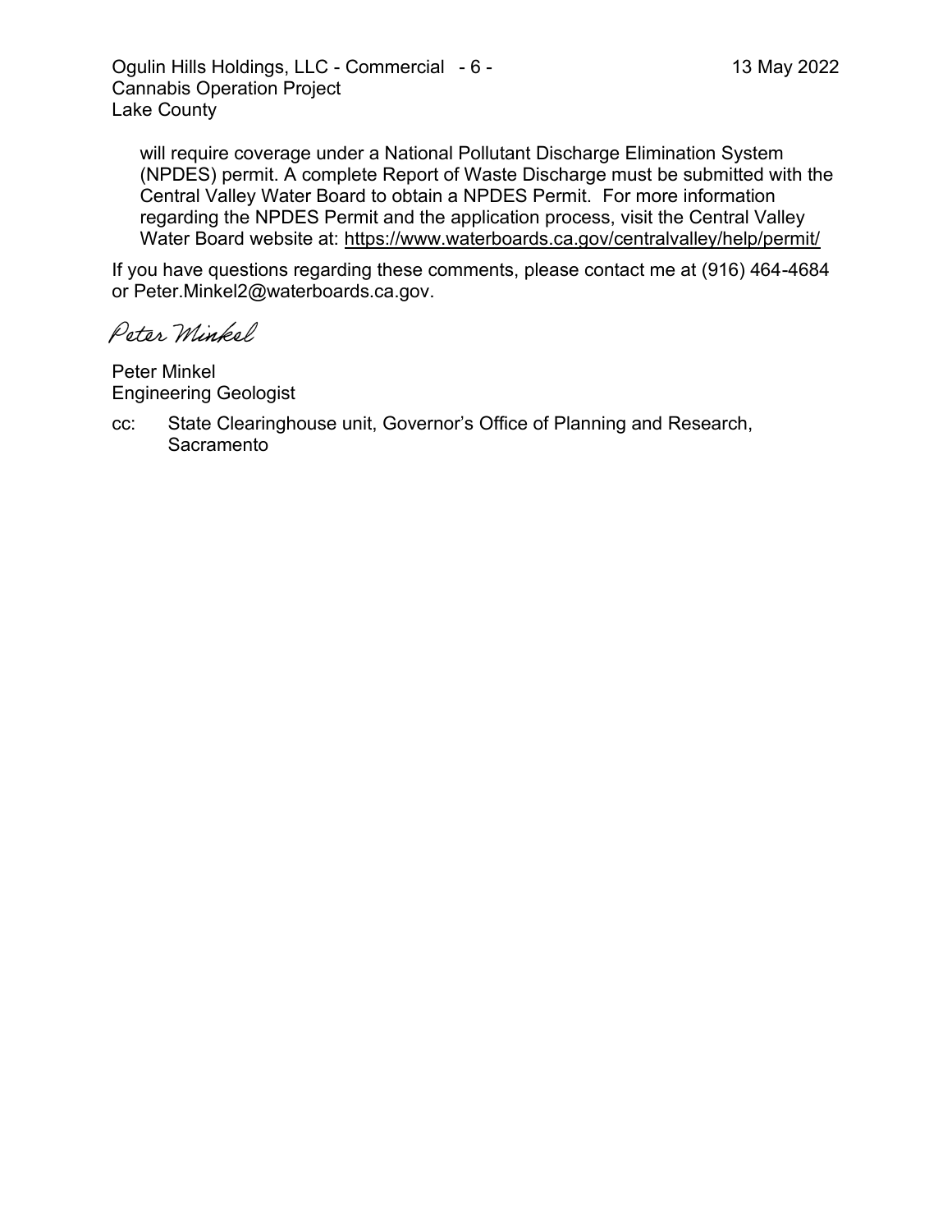will require coverage under a National Pollutant Discharge Elimination System (NPDES) permit. A complete Report of Waste Discharge must be submitted with the Central Valley Water Board to obtain a NPDES Permit. For more information regarding the NPDES Permit and the application process, visit the Central Valley Water Board website at: https://www.waterboards.ca.gov/centralvalley/help/permit/

If you have questions regarding these comments, please contact me at (916) 464-4684 or Peter.Minkel2@waterboards.ca.gov.

*Peter Minkel*

Peter Minkel
Engineering Geologist

cc: State Clearinghouse unit, Governor's Office of Planning and Research, Sacramento